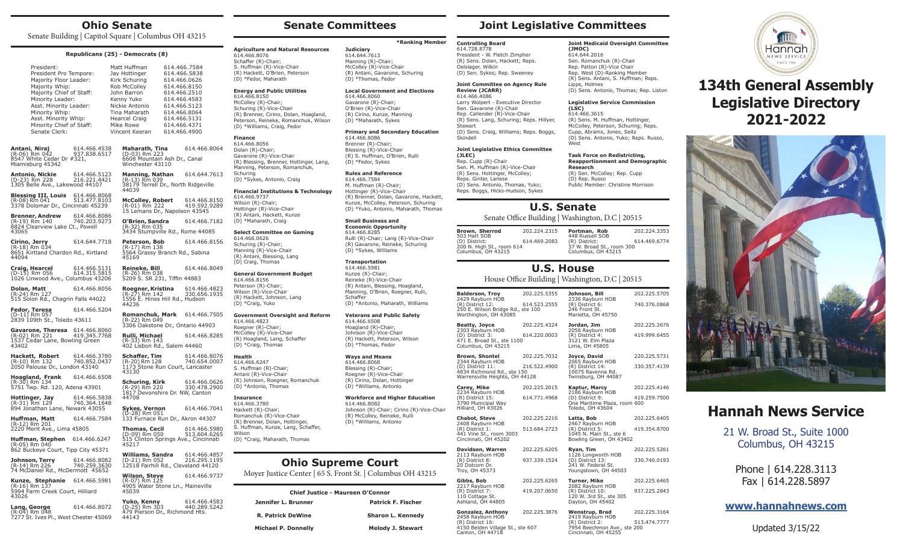# Ohio Senate

Senate Building | Capitol Square | Columbus OH 43215

**Republicans (25) - Democrats (8)**

| Position | Name | Phone |
|---|---|---|
| President: | Matt Huffman | 614.466.7584 |
| President Pro Tempore: | Jay Hottinger | 614.466.5838 |
| Majority Floor Leader: | Kirk Schuring | 614.466.0626 |
| Majority Whip: | Rob McColley | 614.466.8150 |
| Majority Chief of Staff: | John Barron | 614.466.2510 |
| Minority Leader: | Kenny Yuko | 614.466.4583 |
| Asst. Minority Leader: | Nickie Antonio | 614.466.5123 |
| Minority Whip: | Tina Maharath | 614.466.8064 |
| Asst. Minority Whip: | Hearcel Craig | 614.466.5131 |
| Minority Chief of Staff: | Mike Rowe | 614.466.4371 |
| Senate Clerk: | Vincent Keeran | 614.466.4900 |

**Antani, Niraj** 614.466.4538
(R-06) Rm 042 937.838.6517
8547 White Cedar Dr #321, Miamisburg 45342

**Antonio, Nickie** 614.466.5123
(D-23) Rm 228 216.221.4421
1305 Belle Ave., Lakewood 44107

**Blessing III, Louis** 614.466.8068
(R-08) Rm 041 513.477.8103
3378 Dolomar Dr., Cincinnati 45239

**Brenner, Andrew** 614.466.8086
(R-19) Rm 140 740.203.9273
8824 Clearview Lake Ct., Powell 43065

**Cirino, Jerry** 614.644.7718
(R-18) Rm 034
8651 Kirtland Chardon Rd., Kirtland 44094

**Craig, Hearcel** 614.466.5131
(D-15) Rm 056 614.315.5815
1026 Linwood Ave., Columbus 43206

**Dolan, Matt** 614.466.8056
(R-24) Rm 127
515 Solon Rd., Chagrin Falls 44022

**Fedor, Teresa** 614.466.5204
(D-11) Rm 057
2839 109th St., Toledo 43611

**Gavarone, Theresa** 614.466.8060
(R-02) Rm 221 419.345.7768
1537 Cedar Lane, Bowling Green 43402

**Hackett, Robert** 614.466.3780
(R-10) Rm 132 740.852.0437
2050 Palouse Dr., London 43140

**Hoagland, Frank** 614.466.6508
(R-30) Rm 134
5751 Twp. Rd. 120, Adena 43901

**Hottinger, Jay** 614.466.5838
(R-31) Rm 129 740.364.1648
894 Jonathan Lane, Newark 43055

**Huffman, Matt** 614.466.7584
(R-12) Rm 201
2220 Merit Ave., Lima 45805

**Huffman, Stephen** 614.466.6247
(R-05) Rm 040
862 Buckeye Court, Tipp City 45371

**Johnson, Terry** 614.466.8082
(R-14) Rm 226 740.259.3630
74 McDaniel Rd., McDermott 45652

**Kunze, Stephanie** 614.466.5981
(R-16) Rm 137
5994 Farm Creek Court, Hilliard 43026

**Lang, George** 614.466.8072
(R-04) Rm 048
7277 St. Ives Pl., West Chester 45069

**Maharath, Tina** 614.466.8064
(D-03) Rm 223
6608 Mountain Ash Dr., Canal Winchester 43110

**Manning, Nathan** 614.644.7613
(R-13) Rm 039
38179 Terrell Dr., North Ridgeville 44039

**McColley, Robert** 614.466.8150
(R-01) Rm 222 419.592.9289
15 Lemans Dr., Napoleon 43545

**O'Brien, Sandra** 614.466.7182
(R-32) Rm 035
3434 Stumpville Rd., Rome 44085

**Peterson, Bob** 614.466.8156
(R-17) Rm 138
5564 Grassy Branch Rd., Sabina 45169

**Reineke, Bill** 614.466.8049
(R-26) Rm 038
5209 S. SR 231, Tiffin 44883

**Roegner, Kristina** 614.466.4823
(R-27) Rm 142 330.656.1935
1556 E. Hines Hill Rd., Hudson 44236

**Romanchuk, Mark** 614.466.7505
(R-22) Rm 049
3306 Oakstone Dr., Ontario 44903

**Rulli, Michael** 614.466.8285
(R-33) Rm 143
402 Lisbon Rd., Salem 44460

**Schaffer, Tim** 614.466.8076
(R-20) Rm 128 740.654.0007
1173 Stone Run Court, Lancaster 43130

**Schuring, Kirk** 614.466.0626
(R-29) Rm 220 330.478.2900
1817 Devonshire Dr. NW, Canton 44708

**Sykes, Vernon** 614.466.7041
(D-28) Rm 051
133 Furnace Run Dr., Akron 44307

**Thomas, Cecil** 614.466.5980
(D-09) Rm 050 513.604.6265
515 Clinton Springs Ave., Cincinnati 45217

**Williams, Sandra** 614.466.4857
(D-21) Rm 052 216.295.1195
12518 Fairhill Rd., Cleveland 44120

**Wilson, Steve** 614.466.9737
(R-07) Rm 125
4905 Water Stone Ln., Maineville 45039

**Yuko, Kenny** 614.466.4583
(D-25) Rm 303 440.289.5242
479 Pierson Dr., Richmond Hts. 44143

# Senate Committees

*Ranking Member

**Agriculture and Natural Resources**
614.466.8076
Schaffer (R)-Chair;
S. Huffman (R)-Vice-Chair
(R) Hackett, O'Brien, Peterson
(D) *Fedor, Maharath

**Energy and Public Utilities**
614.466.8150
McColley (R)-Chair;
Schuring (R)-Vice-Chair
(R) Brenner, Cirino, Dolan, Hoagland, Peterson, Reineke, Romanchuk, Wilson
(D) *Williams, Craig, Fedor

**Finance**
614.466.8056
Dolan (R)-Chair;
Gavarone (R)-Vice-Chair
(R) Blessing, Brenner, Hottinger, Lang, Manning, Peterson, Romanchuk, Schuring
(D) *Sykes, Antonio, Craig

**Financial Institutions & Technology**
614.466.9737
Wilson (R)-Chair;
Hottinger (R)-Vice-Chair
(R) Antani, Hackett, Kunze
(D) *Maharath, Craig

**Select Committee on Gaming**
614.466.0626
Schuring (R)-Chair;
Manning (R)-Vice-Chair
(R) Antani, Blessing, Lang
(D) Craig, Thomas

**General Government Budget**
614.466.8156
Peterson (R)-Chair;
Wilson (R)-Vice-Chair
(R) Hackett, Johnson, Lang
(D) *Craig, Yuko

**Government Oversight and Reform**
614.466.4823
Roegner (R)-Chair;
McColley (R)-Vice-Chair
(R) Hoagland, Lang, Schaffer
(D) *Craig, Thomas

**Health**
614.466.6247
S. Huffman (R)-Chair;
Antani (R)-Vice-Chair
(R) Johnson, Roegner, Romanchuk
(D) *Antonio, Thomas

**Insurance**
614.466.3780
Hackett (R)-Chair;
Romanchuk (R)-Vice-Chair
(R) Brenner, Dolan, Hottinger, S. Huffman, Kunze, Lang, Schaffer, Wilson
(D) *Craig, Maharath, Thomas

**Judiciary**
614.644.7613
Manning (R)-Chair;
McColley (R)-Vice-Chair
(R) Antani, Gavarone, Schuring
(D) *Thomas, Fedor

**Local Government and Elections**
614.466.8060
Gavarone (R)-Chair;
O'Brien (R)-Vice-Chair
(R) Cirino, Kunze, Manning
(D) *Maharath, Sykes

**Primary and Secondary Education**
614.466.8086
Brenner (R)-Chair;
Blessing (R)-Vice-Chair
(R) S. Huffman, O'Brien, Rulli
(D) *Fedor, Sykes

**Rules and Reference**
614.466.7584
M. Huffman (R)-Chair;
Hottinger (R)-Vice-Chair
(R) Brenner, Dolan, Gavarone, Hackett, Kunze, McColley, Peterson, Schuring
(D) *Yuko, Antonio, Maharath, Thomas

**Small Business and Economic Opportunity**
614.466.8285
Rulli (R)-Chair; Lang (R)-Vice-Chair
(R) Gavarone, Reineke, Schuring
(D) *Sykes, Williams

**Transportation**
614.466.5981
Kunze (R)-Chair;
Reineke (R)-Vice-Chair
(R) Antani, Blessing, Hoagland, Manning, O'Brien, Roegner, Rulli, Schaffer
(D) *Antonio, Maharath, Williams

**Veterans and Public Safety**
614.466.6508
Hoagland (R)-Chair;
Johnson (R)-Vice-Chair
(R) Hackett, Peterson, Wilson
(D) *Thomas, Fedor

**Ways and Means**
614.466.8068
Blessing (R)-Chair;
Roegner (R)-Vice-Chair
(R) Cirino, Dolan, Hottinger
(D) *Williams, Antonio

**Workforce and Higher Education**
614.466.8082
Johnson (R)-Chair; Cirino (R)-Vice-Chair
(R) McColley, Reineke, Rulli
(D) *Williams, Antonio

# Ohio Supreme Court

Moyer Justice Center | 65 S. Front St. | Columbus OH 43215

**Chief Justice - Maureen O'Connor**

| | |
|---|---|
| **Jennifer L. Brunner** | **Patrick F. Fischer** |
| **R. Patrick DeWine** | **Sharon L. Kennedy** |
| **Michael P. Donnelly** | **Melody J. Stewart** |

# Joint Legislative Committees

**Controlling Board**
614.728.8778
President - W. Fletch Zimpher
(R) Sens. Dolan, Hackett; Reps. Oelslager, Wilkin
(D) Sen. Sykes; Rep. Sweeney

**Joint Committee on Agency Rule Review (JCARR)**
614.466.4086
Larry Wolpert - Executive Director
Sen. Gavarone (R)-Chair
Rep. Callender (R)-Vice-Chair
(R) Sens. Lang, Schuring; Reps. Hillyer, Stewart
(D) Sens. Craig, Williams; Reps. Boggs, Skindell

**Joint Legislative Ethics Committee (JLEC)**
Rep. Cupp (R)-Chair
Sen. M. Huffman (R)-Vice-Chair
(R) Sens. Hottinger, McColley; Reps. Ginter, Lanese
(D) Sens. Antonio, Thomas, Yuko; Reps. Boggs, Hicks-Hudson, Sykes

**Joint Medicaid Oversight Committee (JMOC)**
614.644.2016
Sen. Romanchuk (R)-Chair
Rep. Patton (R)-Vice Chair
Rep. West (D)-Ranking Member
(R) Sens. Antani, S. Huffman; Reps. Lipps, Holmes
(D) Sens. Antonio, Thomas; Rep. Liston

**Legislative Service Commission (LSC)**
614.466.3615
(R) Sens. M. Huffman, Hottinger, McColley, Peterson, Schuring; Reps. Cupp, Abrams, Jones, Seitz
(D) Sens. Antonio, Yuko; Reps. Russo, West

**Task Force on Redistricting, Reapportionment and Demographic Research**
(R) Sen. McColley; Rep. Cupp
(D) Rep. Russo
Public Member: Christine Morrison

# U.S. Senate

Senate Office Building | Washington, D.C | 20515

**Brown, Sherrod** 202.224.2315
503 Hart SOB
(D) District: 614.469.2083
200 N. High St., room 614
Columbus, OH 43215

**Portman, Rob** 202.224.3353
448 Russell SOB
(R) District: 614.469.6774
37 W. Broad St., room 300
Columbus, OH 43215

# U.S. House

House Office Building | Washington, D.C | 20515

**Balderson, Troy** 202.225.5355
2429 Rayburn HOB
(R) District 12: 614.523.2555
250 E. Wilson Bridge Rd., ste 100
Worthington, OH 43085

**Beatty, Joyce** 202.225.4324
2303 Rayburn HOB
(D) District 3: 614.220.0003
471 E. Broad St., ste 1100
Columbus, OH 43215

**Brown, Shontel** 202.225.7032
2344 Rayburn HOB
(D) District 11: 216.522.4900
4834 Richmond Rd., ste 150
Warrensville Heights, OH 44128

**Carey, Mike** 202.225.2015
2234 Rayburn HOB
(R) District 15: 614.771.4968
3790 Municipal Way
Hilliard, OH 43026

**Chabot, Steve** 202.225.2216
2408 Rayburn HOB
(R) District 1: 513.684.2723
441 Vine St., room 3003
Cincinnati, OH 45202

**Davidson, Warren** 202.225.6205
2113 Rayburn HOB
(R) District 8: 937.339.1524
20 Dotcom Dr.
Troy, OH 45373

**Gibbs, Bob** 202.225.6265
2217 Rayburn HOB
(R) District 7: 419.207.0650
110 Cottage St.
Ashland, OH 44805

**Gonzalez, Anthony** 202.225.3876
2458 Rayburn HOB
(R) District 16:
4150 Belden Village St., ste 607
Canton, OH 44718

**Johnson, Bill** 202.225.5705
2336 Rayburn HOB
(R) District 6: 740.376.0868
246 Front St.
Marietta, OH 45750

**Jordan, Jim** 202.225.2676
2056 Rayburn HOB
(R) District 4: 419.999.6455
3121 W. Elm Plaza
Lima, OH 45805

**Joyce, David** 220.225.5731
2065 Rayburn HOB
(R) District 14: 330.357.4139
10075 Ravenna Rd.
Twinsburg, OH 44087

**Kaptur, Marcy** 202.225.4146
2186 Rayburn HOB
(D) District 9: 419.259.7500
One Maritime Plaza, room 600
Toledo, OH 43604

**Latta, Bob** 202.225.6405
2467 Rayburn HOB
(R) District 5: 419.354.8700
1045 N. Main St., ste 6
Bowling Green, OH 43402

**Ryan, Tim** 202.225.5261
1126 Longworth HOB
(D) District 13: 330.740.0193
241 W. Federal St.
Youngstown, OH 44503

**Turner, Mike** 202.225.6465
2082 Rayburn HOB
(R) District 10: 937.225.2843
120 W. 3rd St., ste 305
Dayton, OH 45402

**Wenstrup, Brad** 202.225.3164
2419 Rayburn HOB
(R) District 2: 513.474.7777
7954 Beechmon Ave., ste 200
Cincinnati, OH 45255

# 134th General Assembly Legislative Directory 2021-2022

# Hannah News Service

21 W. Broad St., Suite 1000
Columbus, OH 43215

Phone | 614.228.3113
Fax | 614.228.5897

**www.hannahnews.com**

Updated 3/15/22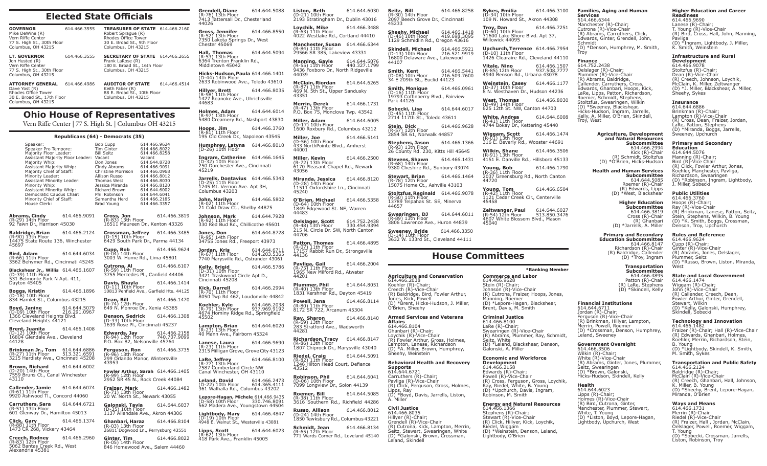# Elected State Officials

**GOVERNOR** 614.466.3555
Mike DeWine (R)
Vern Riffe Center
77 S. High St., 30th Floor
Columbus, OH 43215

**LT. GOVERNOR** 614.466.3555
Jon Husted (R)
Vern Riffe Center
77 S. High St., 30th Floor
Columbus, OH 43215

**ATTORNEY GENERAL** 614.466.4986
Dave Yost (R)
Rhodes Office Tower
30 E. Broad St., 17th Floor
Columbus, OH 43215

**TREASURER OF STATE** 614.466.2160
Robert Sprague (R)
Rhodes Office Tower
30 E. Broad St., 9th Floor
Columbus, OH 43215

**SECRETARY OF STATE** 614.466.2655
Frank LaRose (R)
180 E. Broad St., 16th Floor
Columbus, OH 43215

**AUDITOR OF STATE** 614.466.4514
Keith Faber (R)
88 E. Broad St., 10th Floor
Columbus, OH 43215

# Ohio House of Representatives

Vern Riffe Center | 77 S. High St. | Columbus OH 43215

**Republicans (64) - Democrats (35)**

| | | |
|---|---|---|
| Speaker: | Bob Cupp | 614.466.9624 |
| Speaker Pro Tempore: | Tim Ginter | 614.466.8022 |
| Majority Floor Leader: | Bill Seitz | 614.466.8258 |
| Assistant Majority Floor Leader: | Vacant | Vacant |
| Majority Whip: | Don Jones | 614.644.8728 |
| Assistant Majority Whip: | Cindy Abrams | 614.466.9091 |
| Majority Chief of Staff: | Christine Morrison | 614.466.0968 |
| Minority Leader: | Allison Russo | 614.466.8012 |
| Assistant Minority Leader: | Thomas West | 614.466.8030 |
| Minority Whip: | Jessica Miranda | 614.466.8120 |
| Assistant Minority Whip: | Richard Brown | 614.644.6002 |
| Democratic Caucus Chair: | Phil Robinson | 614.644.6041 |
| Minority Chief of Staff: | Samantha Herd | 614.466.2185 |
| House Clerk: | Brad Young | 614.466.3357 |

**Abrams, Cindy** 614.466.9091
(R-29) 14th Floor
92 Fawn Dr., Harrison 45030

**Baldridge, Brian** 614.466.2124
(R-90) 13th Floor
14475 State Route 136, Winchester 45697

**Bird, Adam** 614.644.6034
(R-66) 11th Floor
3562 Behymer Rd., Cincinnati 45245

**Blackshear Jr., Willis** 614.466.1607
(D-39) 11th Floor
531 Belmonte Park N Apt. 411, Dayton 45405

**Boggs, Kristin** 614.466.1896
(D-18) 10th Floor
834 Hamlet St., Columbus 43215

**Boyd, Janine** 614.644.5079
(D-09) 10th Floor 216.291.0967
1366 Cleveland Heights Blvd.
Cleveland Heights 44121

**Brent, Juanita** 614.466.1408
(D-12) 10th Floor
16804 Glendale Ave., Cleveland 44128

**Brinkman Jr., Tom** 614.644.6886
(R-27) 11th Floor 513.321.6591
3215 Hardisty Ave., Cincinnati 45208

**Brown, Richard** 614.644.6002
(D-20) 14th Floor
7559 Bruns Ct., Canal Winchester 43110

**Callender, Jamie** 614.644.6074
(R-61) 11th Floor
9920 Ashwood Tl., Concord 44060

**Carruthers, Sara** 614.644.6721
(R-51) 13th Floor
601 Glenway Dr., Hamilton 45013

**Click, Gary** 614.466.1374
(R-88) 11th Floor
1473 CR 268, Vickery 43464

**Creech, Rodney** 614.466.2960
(R-83) 12th Floor
5062 Bantas Creek Rd., West Alexandria 45381

**Cross, Jon** 614.466.3819
(R-83) 13th Floor
16511 Maureen Dr., Kenton 43326

**Crossman, Jeffrey** 614.466.3485
(D-15) 10th Floor
6429 South Park Dr., Parma 44134

**Cupp, Bob** 614.466.9624
(R-04) 14th Floor
3003 W. Hume Rd., Lima 45801

**Cutrona, Al** 614.466.6107
(R-59) 11th Floor
3755 Mercedes Pl., Canfield 44406

**Davis, Shayla** 614.466.1414
(D-11) 10th Floor
10813 Penfield Ave., Garfield Hts. 44125

**Dean, Bill** 614.466.1470
(R-74) 12th Floor
649 N. Monroe Dr., Xenia 45385

**Denson, Sedrick** 614.466.1308
(D-33) 10th Floor
1639 Rose Pl., Cincinnati 45237

**Edwards, Jay** 614.466.2158
(R-94) 12th Floor 740.707.9099
P.O. Box 82, Nelsonville 45764

**Ferguson, Ron** 614.466.3735
(R-96) 13th Floor
299 Orlando Manor, Wintersville 43953

**Fowler Arthur, Sarah** 614.466.1405
(R-99) 12th Floor
2952 SR 45 N., Rock Creek 44084

**Fraizer, Mark** 614.466.1482
(R-71) 13th Floor
20 W. North St., Newark 43055

**Galonski, Tavia** 614.644.6037
(D-35) 10th Floor
1137 Allendale Ave., Akron 44306

**Ghanbari, Haraz** 614.466.8104
(R-03) 13th Floor
26811 Dogwood Ln., Perrysburg 43551

**Ginter, Tim** 614.466.8022
(R-05) 14th Floor
846 Homewood Ave., Salem 44460

**Grendell, Diane** 614.644.5088
(R-76) 13th Floor
7413 Tattersall Dr., Chesterland 44026

**Gross, Jennifer** 614.466.8550
(R-52) 13th Floor
7350 Lakota Springs Dr., West Chester 45069

**Hall, Thomas** 614.644.5094
(R-53) 13th Floor
6364 Trenton Franklin Rd., Middletown 45042

**Hicks-Hudson, Paula** 614.466.1401
(D-44) 14th Floor
2633 Robinwood Ave., Toledo 43610

**Hillyer, Brett** 614.466.8035
(R-98) 11th Floor
1427 Roanoke Ave., Uhrichsville 44683

**Holmes, Adam** 614.644.6014
(R-97) 13th Floor
5480 Creamery Rd., Nashport 43830

**Hoops, Jim** 614.466.3760
(R-81) 11th Floor
195 Old Creek Dr., Napoleon 43545

**Humphrey, Latyna** 614.466.8010
(D-26) 10th Floor

**Ingram, Catherine** 614.466.1645
(D-32) 10th Floor
250 Dorchester Ave., Cincinnati 45219

**Jarrells, Dontavius** 614.466.5343
(D-25) 11th Floor
1245 Mt. Vernon Ave. Apt 3H, Columbus 43203

**John, Marilyn** 614.466.5802
(R-02) 11th Floor
21 Cold Draw Ct., Shelby 44875

**Johnson, Mark** 614.644.7928
(R-92) 13th Floor
330 Red Bud Rd., Chillicothe 45601

**Jones, Don** 614.644.8728
(R-95) 14th Floor
34755 Jones Rd., Freeport 43973

**Jordan, Kris** 614.644.6711
(R-67) 11th Floor 614.203.5365
7740 Marysville Rd., Ostrander 43061

**Kelly, Brigid** 614.466.5786
(D-31) 10th Floor
3421 Traskwood Circle Apt D., Cincinnati 45208

**Kick, Darrell** 614.466.2994
(R-70) 11th Floor
8050 Twp Rd 462, Loudonville 44842

**Koehler, Kyle** 614.466.2038
(R-79) 13th Floor 937.969.9192
4674 Hominy Ridge Rd., Springfield 45502

**Lampton, Brian** 614.644.6020
(R-23) 13th Floor
40 Mann Ave., Fairborn 45324

**Lanese, Laura** 614.466.9690
(R-23) 11th Floor
2315 Milligan Grove, Grove City 43123

**LaRe, Jeffrey** 614.466.8100
(R-77) 13th Floor
7587 Cumberland Circle NW
Canal Winchester, OH 43110

**Leland, David** 614.466.2473
(D-22) 10th Floor 614.365.4111
361 Walhalla Rd., Columbus 43202

**Lepore-Hagan, Michele** 614.466.9435
(D-58) 10th Floor 330.746.8091
562 Madera Ave., Youngstown 44504

**Lightbody, Mary** 614.466.4847
(D-19) 10th Floor
4948 E. Walnut St., Westerville 43081

**Lipps, Scott** 614.466.6023
(R-62) 13th Floor
418 Park Ave., Franklin 45005

**Liston, Beth** 614.644.6030
(D-21) 10th Floor
2193 Stratingham Dr., Dublin 43016

**Loychik, Mike** 614.466.3488
(R-63) 11th Floor
4022 Westlake Rd., Cortland 44410

**Manchester, Susan** 614.466.6344
(R-84) 11th Floor
29566 SR 385, Lakeview 43331

**Manning, Gayle** 614.644.5076
(R-55) 11th Floor 440.327.1799
9436 Foxboro Dr., North Ridgeville 44039

**McClain, Riordan** 614.644.6265
(R-87) 11th Floor
469 N. 5th St., Upper Sandusky 43351

**Merrin, Derek** 614.466.1731
(R-47) 13th Floor
P.O. Box 75, Monclova Twp. 43542

**Miller, Adam** 614.644.6005
(D-17) 10th Floor
1600 Roxbury Rd., Columbus 43212

**Miller, Joe** 614.644.5141
(D-56) 10th Floor
433 NorthPointe Blvd., Amherst 44001

**Miller, Kevin** 614.466.2500
(R-72) 13th Floor
6170 Pleasant Chapel Rd., Newark 43056

**Miranda, Jessica** 614.466.8120
(D-28) 14th Floor
11511 Oxfordshire Ln., Cincinnati 45240

**O'Brien, Michael** 614.466.5358
(D-64) 10th Floor
1849 Edgewood St. NE, Warren 44483

**Oelslager, Scott** 614.752.2438
(R-48) 13th Floor 330.454.9394
215 N. Circle Dr. SW, North Canton 44706

**Patton, Thomas** 614.466.4895
(R-07) 11th Floor
17157 Rabbit Run Dr., Strongsville 44136

**Pavliga, Gail** 614.466.2004
(R-75) 11th Floor
1965 New Milford Rd., Atwater 44201

**Plummer, Phil** 614.466.8051
(R-40) 13th Floor
1831 Kershner Rd., Dayton 45419

**Powell, Jena** 614.466.8114
(R-80) 11th Floor
8172 SR 722, Arcanum 45304

**Ray, Sharon** 614.466.8140
(R-69) 13th Floor
283 Stratford Ave., Wadsworth 44281

**Richardson, Tracy** 614.466.8147
(R-86) 13th Floor
1807 Chiprock Dr., Marysville 43040

**Riedel, Craig** 614.644.5091
(R-82) 11th Floor
1246 Hilton Head Court, Defiance 43512

**Robinson, Phil** 614.644.6041
(D-06) 10th Floor
7099 Longview Dr., Solon 44139

**Roemer, Bill** 614.644.5085
(R-38) 11th Floor
3616 Southern Rd., Richfield 44286

**Russo, Allison** 614.466.8012
(D-24) 14th Floor
1850 Tewksbury Rd., Columbus 43221

**Schmidt, Jean** 614.466.8134
(R-65) 12th Floor
771 Wards Corner Rd., Loveland 45140

**Seitz, Bill** 614.466.8258
(R-30) 14th Floor
2097 Beech Grove Dr., Cincinnati 45233

**Sheehy, Michael** 614.466.1418
(D-46) 10th Floor 419.698.3095
1129 Schmidlin Rd., Oregon 43616

**Skindell, Michael** 614.466.5921
(D-13) 10th Floor 216.521.9919
16800 Delaware Ave., Lakewood 44107

**Smith, Kent** 614.466.5441
(D-08) 10th Floor 216.509.7600
34 E 209th St., Euclid 44123

**Smith, Monique** 614.466.0961
(D-16) 11th Floor
19793 Coffinberry Blvd., Fairview Park 44126

**Sobecki, Lisa** 614.644.6017
(D-45) 11th Floor
2714 117th St., Toledo 43611

**Stein, Dick** 614.466.9628
(R-57) 12th Floor
2854 SR 61, Norwalk 44857

**Stephens, Jason** 614.466.1366
(R-93) 13th Floor
26 County Rd. 230, Kitts Hill 45645

**Stevens, Shawn** 614.466.1431
(R-68) 14th Floor
9380 Cheshire Rd., Sunbury 43074

**Stewart, Brian** 614.466.1464
(R-78) 12th Floor
15075 Home Ct., Ashville 43103

**Stoltzfus, Reginald** 614.466.9078
(R-50) 11th Floor
13789 Telpahak St. SE, Minerva 44657

**Swearingen, DJ** 614.644.6011
(R-89) 13th Floor
3806 Lawrence Ave., Huron 44839

**Sweeney, Bride** 614.466.3350
(D-14) 10th Floor
3632 W. 133rd St., Cleveland 44111

**Sykes, Emilia** 614.466.3100
(D-34) 10th Floor
109 N. Howard St., Akron 44308

**Troy, Dan** 614.644.7251
(D-60) 10th Floor
31600 Lake Shore Blvd. Apt 37, Willowick 44095

**Upchurch, Terrence** 614.466.7954
(D-10) 11th Floor
1426 Clearaire Rd., Cleveland 44110

**Vitale, Nino** 614.466.1507
(R-85) 12th Floor 937.508.7777
4940 Benson Rd., Urbana 43078

**Weinstein, Casey** 614.466.1177
(D-37) 10th Floor
8 N. Westhaven Dr., Hudson 44236

**West, Thomas** 614.466.8030
(D-49) 14th Floor
625 12th St. NW, Canton 44703

**White, Andrea** 614.644.6008
(R-41) 11th Floor
4744 Bokay Dr., Kettering 45440

**Wiggam, Scott** 614.466.1474
(R-01) 13th Floor
316 E. Beverly Rd., Wooster 44691

**Wilkin, Shane** 614.466.3506
(R-91) 13th Floor
4151 E. Danville Rd., Hillsboro 45133

**Young, Bob** 614.466.1790
(R-36) 11th Floor
2037 Greensburg Rd., North Canton 44720

**Young, Tom** 614.466.6504
(R-42) 11th Floor
1121 Cedar Creek Cir., Centerville 45458

**Zeltwanger, Paul** 614.644.6027
(R-54) 12th Floor 513.850.3476
4607 White Blossom Blvd., Mason 45040

# House Committees

*Ranking Member

**Agriculture and Conservation**
614.466.2038
Koehler (R)-Chair;
Creech (R)-Vice-Chair
(R) Baldridge, Bird, Fowler Arthur, Jones, Kick, Powell
(D) *Brent, Hicks-Hudson, J. Miller, O'Brien, Sheehy

**Armed Services and Veterans Affairs**
614.466.8104
Ghanbari (R)-Chair;
Loychik (R)-Vice-Chair
(R) Fowler Arthur, Gross, Holmes, Lampton, Lanese, Richardson
(D) *A. Miller, Brown, Humphrey, Sheehy, Weinstein

**Behavioral Health and Recovery Supports**
614.644.6721
Carruthers (R)-Chair;
Pavliga (R)-Vice-Chair
(R) Click, Ferguson, Gross, Holmes, Lipps, Ray
(D) *Boyd, Davis, Jarrells, Liston, A. Miller

**Civil Justice**
614.466.8035
Hillyer (R)-Chair;
Grendell (R)-Vice-Chair
(R) Cutrona, Kick, Lampton, Merrin, Seitz, Stewart, Swearingen, White
(D) *Galonski, Brown, Crossman, Leland, Skindell

**Commerce and Labor**
614.466.9628
Stein (R)-Chair;
Johnson (R)-Vice-Chair
(R) Cutrona, Fraizer, Hoops, Jones, Manning, Roemer
(D) *Lepore-Hagan, Blackshear, Brent, Davis, M. Smith

**Criminal Justice**
614.466.8100
LaRe (R)-Chair;
Swearingen (R)-Vice-Chair
(R) Abrams, Plummer, Ray, Schmidt, Seitz, White
(D) *Leland, Blackshear, Denson, Galonski, A. Miller

**Economic and Workforce Development**
614.466.2158
Edwards (R)-Chair;
Powell (R)-Vice-Chair
(R) Cross, Ferguson, Gross, Loychik, Ray, Riedel, White, B. Young
(D) *Upchurch, Davis, Ingram, Robinson, M. Smith

**Energy and Natural Resources**
614.466.1366
Stephens (R)-Chair;
Stewart (R)-Vice-Chair
(R) Click, Hillyer, Kick, Loychik, Riedel, Wiggam
(D) *Weinstein, Denson, Leland, Lightbody, O'Brien

**Families, Aging and Human Services**
614.466.6344
Manchester (R)-Chair;
Cutrona (R)-Vice-Chair
(R) Abrams, Carruthers, Click, Edwards, Ginter, Grendell, John, Schmidt
(D) *Denson, Humphrey, M. Smith, Troy

**Finance**
614.752.2438
Oelslager (R)-Chair;
Plummer (R)-Vice-Chair
(R) Abrams, Baldridge, Callender, Carruthers, Cross, Edwards, Ghanbari, Hoops, Kick, LaRe, Lipps, Patton, Richardson, Roemer, Schmidt, Stephens, Stoltzfus, Swearingen, Wilkin
(D) *Sweeney, Blackshear, Hicks-Hudson, Ingram, Jarrells, Kelly, A. Miller, O'Brien, Skindell, Troy, West

**Agriculture, Development and Natural Resources Subcommittee**
614.466.2994
Kick (R)-Chair
(R) Schmidt, Stoltzfus
(D) *O'Brien, Hicks-Hudson

**Health and Human Services Subcommittee**
614.644.5085
Roemer (R)-Chair
(R) Edwards, Lipps
(D) *West, Blackshear

**Higher Education Subcommittee**
614.466.3819
Cross (R)-Chair
(R) Ghanbari
(D) *Jarrells, A. Miller

**Primary and Secondary Education Subcommittee**
614.466.8147
Richardson (R)-Chair
(R) Baldridge, Callender
(D) *Troy, Ingram

**Transportation Subcommittee**
614.466.4895
Patton (R)-Chair
(R) LaRe, Stephens
(D) *Skindell, Kelly

**Financial Institutions**
614.644.6711
Jordan (R)-Chair;
Ferguson (R)-Vice-Chair
(R) Brinkman, Hillyer, Lampton, Merrin, Powell, Roemer
(D) *Crossman, Denson, Humphrey, Leland, Sweeney

**Government Oversight**
614.466.3506
Wilkin (R)-Chair;
White (R)-Vice-Chair
(R) Abrams, Ginter, Jones, Plummer, Seitz, Swearingen
(D) *Brown, Galonski, Hicks-Hudson, Skindell, Kelly

**Health**
614.466.6023
Lipps (R)-Chair;
Holmes (R)-Vice-Chair
(R) Bird, Cutrona, Ginter, Manchester, Plummer, Stewart, White, T. Young
(D) *Liston, Boyd, Lepore-Hagan, Lightbody, Upchurch, West

**Higher Education and Career Readiness**
614.466.9690
Lanese (R)-Chair;
T. Young (R)-Vice-Chair
(R) Bird, Cross, Hall, John, Manning, Pavliga
(D) *Ingram, Lightbody, J. Miller, K. Smith, Weinstein

**Infrastructure and Rural Development**
614.466.9078
Stoltzfus (R)-Chair;
Dean (R)-Vice-Chair
(R) Creech, Johnson, Loychik, McClain, K. Miller, Zeltwanger
(D) *J. Miller, Blackshear, A. Miller, Sheehy, Sykes

**Insurance**
614.644.6886
Brinkman (R)-Chair;
Lampton (R)-Vice-Chair
(R) Cross, Dean, Fraizer, Jordan, LaRe, Patton, Stephens
(D) *Miranda, Boggs, Jarrells, Sweeney, Upchurch

**Primary and Secondary Education**
614.644.5076
Manning (R)-Chair;
Bird (R)-Vice-Chair
(R) Click, Fowler Arthur, Jones, Koehler, Merrin, Pavliga, Richardson, Swearingen
(D) *Robinson, Ingram, Lightbody, J. Miller, Sobecki

**Public Utilities**
614.466.3760
Hoops (R)-Chair;
Ray (R)-Vice-Chair
(R) Brinkman, Lanese, Patton, Seitz, Stein, Stephens, Wilkin, B. Young
(D) *K. Smith, Boggs, Crossman, Denson, Troy, Upchurch

**Rules and Reference**
614.466.9624
Cupp (R)-Chair;
Ginter (R)-Vice-Chair
(R) Abrams, Jones, Oelslager, Plummer, Seitz
(D) *Russo, Brown, Liston, Miranda, West

**State and Local Government**
614.466.1474
Wiggam (R)-Chair;
John (R)-Vice-Chair
(R) Callender, Creech, Dean, Fowler Arthur, Ginter, Grendell, Stewart, Wilkin
(D) *Kelly, Galonski, Humphrey, Skindell, Sobecki

**Technology and Innovation**
614.466.1482
Fraizer (R)-Chair; Hall (R)-Vice-Chair
(R) Edwards, Ghanbari, Holmes, Koehler, Merrin, Richardson, Stein, B. Young
(D) *Lightbody, Skindell, K. Smith, M. Smith, Sykes

**Transportation and Public Safety**
614.466.2124
Baldridge (R)-Chair;
McClain (R)-Vice-Chair
(R) Creech, Ghanbari, Hall, Johnson, K. Miller, B. Young
(D) *Sheehy, Brent, Lepore-Hagan, Miranda, O'Brien

**Ways and Means**
614.466.1731
Merrin (R)-Chair;
Riedel (R)-Vice-Chair
(R) Fraizer, Hall, Jordan, McClain, Oelslager, Powell, Roemer, Wiggam, T. Young
(D) *Sobecki, Crossman, Jarrells, Liston, Robinson, Troy